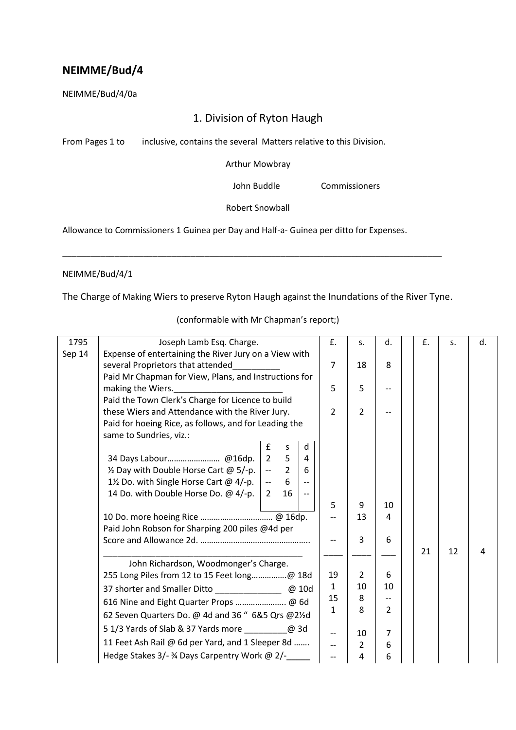# NEIMME/Bud/4

NEIMME/Bud/4/0a

## 1. Division of Ryton Haugh

From Pages 1 to inclusive, contains the several Matters relative to this Division.

Arthur Mowbray

John Buddle Commissioners

Robert Snowball

Allowance to Commissioners 1 Guinea per Day and Half-a- Guinea per ditto for Expenses.

---

NEIMME/Bud/4/1

The Charge of Making Wiers to preserve Ryton Haugh against the Inundations of the River Tyne.

(conformable with Mr Chapman's report;)

| 1795 | Joseph Lamb Esq. Charge. | £. | s. | d. | | £. | s. | d. |
|---|---|---|---|---|---|---|---|---|
| Sep 14 | Expense of entertaining the River Jury on a View with several Proprietors that attended__________ | 7 | 18 | 8 | | | | |
| | Paid Mr Chapman for View, Plans, and Instructions for making the Wiers._______________________ | 5 | 5 | -- | | | | |
| | Paid the Town Clerk's Charge for Licence to build these Wiers and Attendance with the River Jury. | 2 | 2 | -- | | | | |
| | Paid for hoeing Rice, as follows, and for Leading the same to Sundries, viz.: | | | | | | | |
| | (£ s d) 34 Days Labour…………………… @16dp. — 2 5 4 | | | | | | | |
| | ½ Day with Double Horse Cart @ 5/-p. — -- 2 6 | | | | | | | |
| | 1½ Do. with Single Horse Cart @ 4/-p. — -- 6 -- | | | | | | | |
| | 14 Do. with Double Horse Do. @ 4/-p. — 2 16 -- | 5 | 9 | 10 | | | | |
| | 10 Do. more hoeing Rice …………………………… @ 16dp. | -- | 13 | 4 | | | | |
| | Paid John Robson for Sharping 200 piles @4d per Score and Allowance 2d. ………………………………………….. | -- | 3 | 6 | | | | |
| | ___________________________________________ | ____ | ____ | ___ | | 21 | 12 | 4 |
| | John Richardson, Woodmonger's Charge. | | | | | | | |
| | 255 Long Piles from 12 to 15 Feet long…………….@ 18d | 19 | 2 | 6 | | | | |
| | 37 shorter and Smaller Ditto ______________ @ 10d | 1 | 10 | 10 | | | | |
| | 616 Nine and Eight Quarter Props ………………….. @ 6d | 15 | 8 | -- | | | | |
| | 62 Seven Quarters Do. @ 4d and 36 " 6&5 Qrs @2½d | 1 | 8 | 2 | | | | |
| | 5 1/3 Yards of Slab & 37 Yards more _________@ 3d | -- | 10 | 7 | | | | |
| | 11 Feet Ash Rail @ 6d per Yard, and 1 Sleeper 8d ……. | -- | 2 | 6 | | | | |
| | Hedge Stakes 3/- ¾ Days Carpentry Work @ 2/-_____ | -- | 4 | 6 | | | | |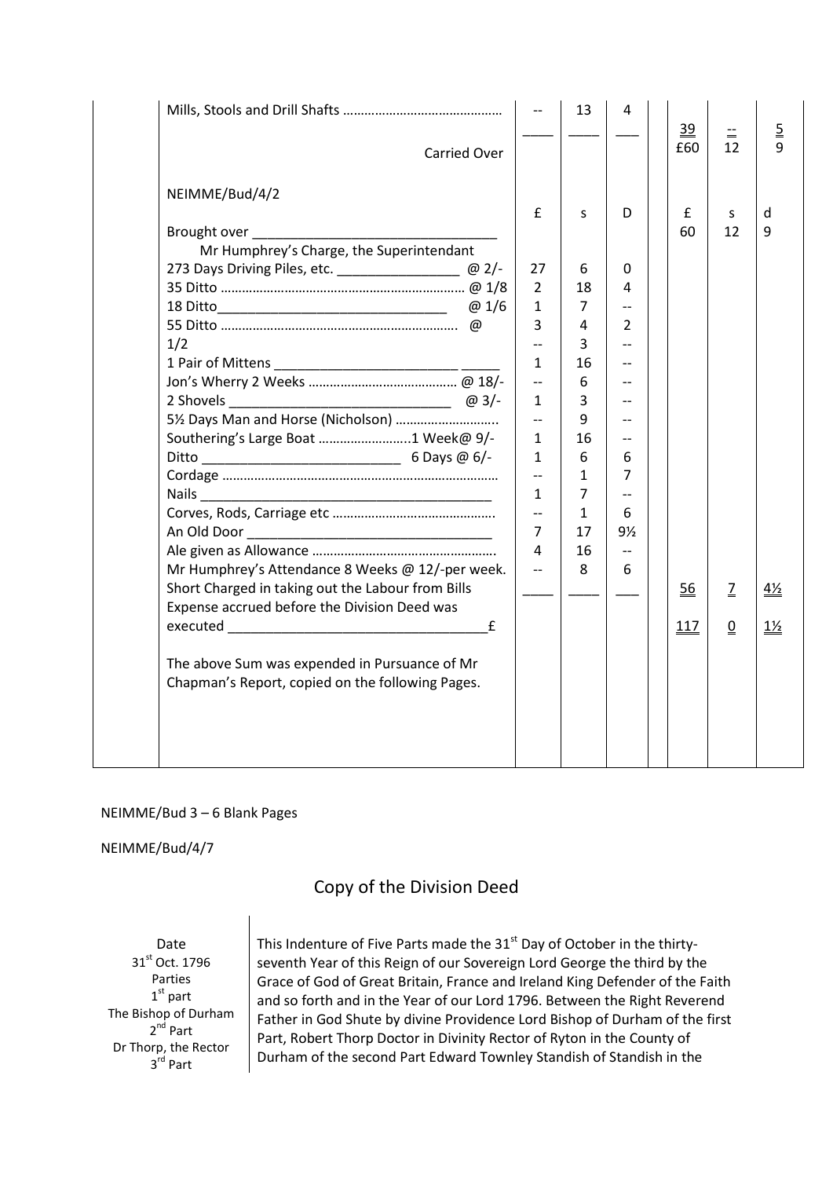| | £ | s | d | | £ | s | d |
|---|---|---|---|---|---|---|---|
| Mills, Stools and Drill Shafts ………………………………………. | -- | 13 | 4 | | 39 | -- | 5 |
| Carried Over | | | | | £60 | 12 | 9 |

NEIMME/Bud/4/2

| | £ | s | D | | £ | s | d |
|---|---|---|---|---|---|---|---|
| Brought over ________________________________ | | | | | 60 | 12 | 9 |
| Mr Humphrey's Charge, the Superintendant | | | | | | | |
| 273 Days Driving Piles, etc. ________________ @ 2/- | 27 | 6 | 0 | | | | |
| 35 Ditto …………………………………………………………… @ 1/8 | 2 | 18 | 4 | | | | |
| 18 Ditto______________________________ @ 1/6 | 1 | 7 | -- | | | | |
| 55 Ditto ………………………………………………………… @ 1/2 | 3 | 4 | 2 | | | | |
| | -- | 3 | -- | | | | |
| 1 Pair of Mittens _______________________ _____ | 1 | 16 | -- | | | | |
| Jon's Wherry 2 Weeks …………………………………… @ 18/- | -- | 6 | -- | | | | |
| 2 Shovels _____________________________ @ 3/- | 1 | 3 | -- | | | | |
| 5½ Days Man and Horse (Nicholson) ……………………….. | -- | 9 | -- | | | | |
| Southering's Large Boat ……………………..1 Week@ 9/- | 1 | 16 | -- | | | | |
| Ditto __________________________ 6 Days @ 6/- | 1 | 6 | 6 | | | | |
| Cordage …………………………………………………………………… | -- | 1 | 7 | | | | |
| Nails _______________________________________ | 1 | 7 | -- | | | | |
| Corves, Rods, Carriage etc ……………………………………….. | -- | 1 | 6 | | | | |
| An Old Door ________________________________ | 7 | 17 | 9½ | | | | |
| Ale given as Allowance …………………………………………… | 4 | 16 | -- | | | | |
| Mr Humphrey's Attendance 8 Weeks @ 12/-per week. | -- | 8 | 6 | | | | |
| Short Charged in taking out the Labour from Bills | | | | | 56 | 7 | 4½ |
| Expense accrued before the Division Deed was executed _________________________________£ | | | | | 117 | 0 | 1½ |

The above Sum was expended in Pursuance of Mr Chapman's Report, copied on the following Pages.

NEIMME/Bud 3 – 6 Blank Pages

NEIMME/Bud/4/7

## Copy of the Division Deed

| | |
|---|---|
| Date<br>31st Oct. 1796<br>Parties<br>1st part<br>The Bishop of Durham<br>2nd Part<br>Dr Thorp, the Rector<br>3rd Part | This Indenture of Five Parts made the 31st Day of October in the thirty-seventh Year of this Reign of our Sovereign Lord George the third by the Grace of God of Great Britain, France and Ireland King Defender of the Faith and so forth and in the Year of our Lord 1796. Between the Right Reverend Father in God Shute by divine Providence Lord Bishop of Durham of the first Part, Robert Thorp Doctor in Divinity Rector of Ryton in the County of Durham of the second Part Edward Townley Standish of Standish in the |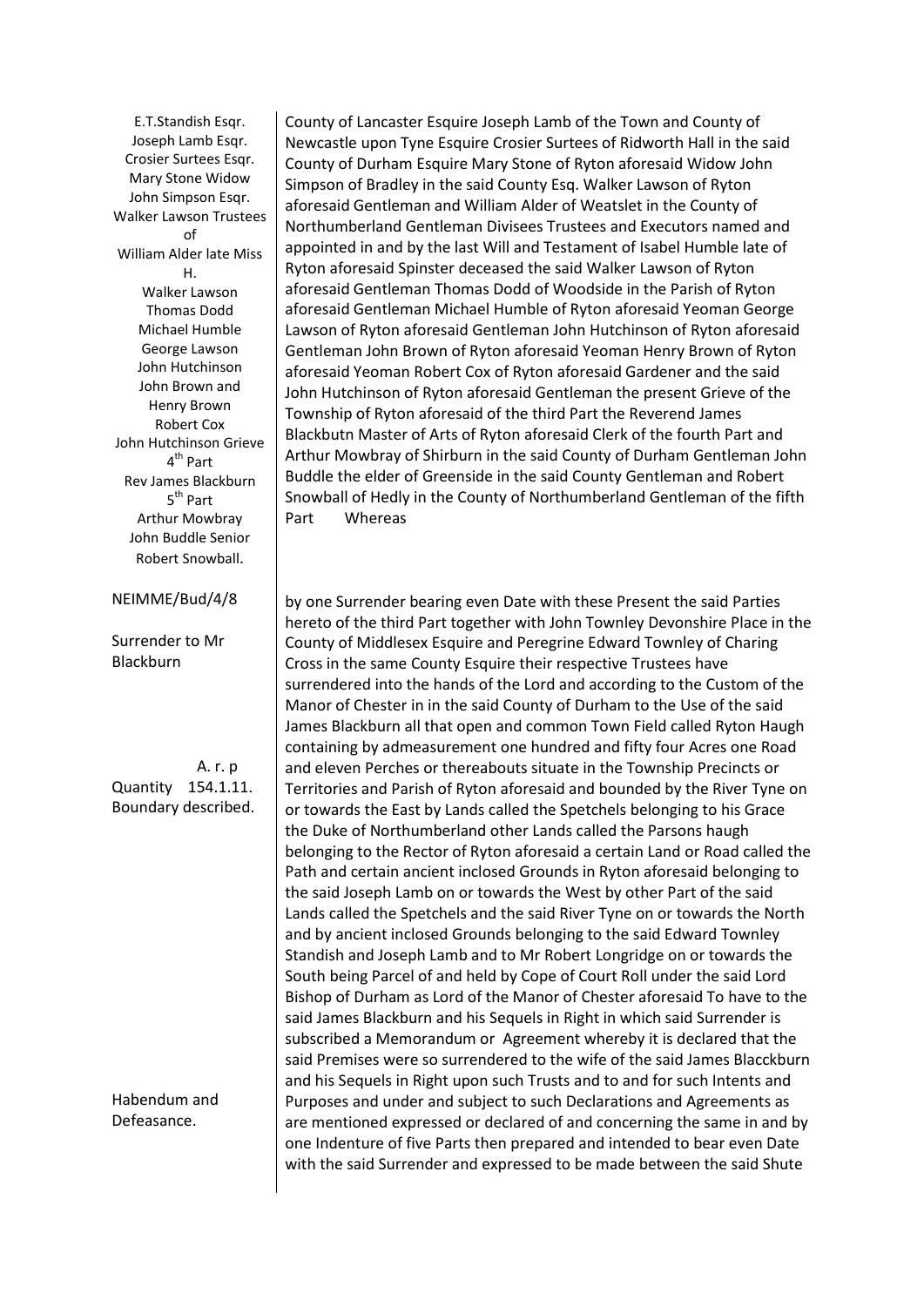E.T.Standish Esqr.
Joseph Lamb Esqr.
Crosier Surtees Esqr.
Mary Stone Widow
John Simpson Esqr.
Walker Lawson Trustees of
William Alder late Miss H.
Walker Lawson
Thomas Dodd
Michael Humble
George Lawson
John Hutchinson
John Brown and
Henry Brown
Robert Cox
John Hutchinson Grieve
4th Part
Rev James Blackburn
5th Part
Arthur Mowbray
John Buddle Senior
Robert Snowball.

County of Lancaster Esquire Joseph Lamb of the Town and County of Newcastle upon Tyne Esquire Crosier Surtees of Ridworth Hall in the said County of Durham Esquire Mary Stone of Ryton aforesaid Widow John Simpson of Bradley in the said County Esq. Walker Lawson of Ryton aforesaid Gentleman and William Alder of Weatslet in the County of Northumberland Gentleman Divisees Trustees and Executors named and appointed in and by the last Will and Testament of Isabel Humble late of Ryton aforesaid Spinster deceased the said Walker Lawson of Ryton aforesaid Gentleman Thomas Dodd of Woodside in the Parish of Ryton aforesaid Gentleman Michael Humble of Ryton aforesaid Yeoman George Lawson of Ryton aforesaid Gentleman John Hutchinson of Ryton aforesaid Gentleman John Brown of Ryton aforesaid Yeoman Henry Brown of Ryton aforesaid Yeoman Robert Cox of Ryton aforesaid Gardener and the said John Hutchinson of Ryton aforesaid Gentleman the present Grieve of the Township of Ryton aforesaid of the third Part the Reverend James Blackbutn Master of Arts of Ryton aforesaid Clerk of the fourth Part and Arthur Mowbray of Shirburn in the said County of Durham Gentleman John Buddle the elder of Greenside in the said County Gentleman and Robert Snowball of Hedly in the County of Northumberland Gentleman of the fifth Part Whereas

NEIMME/Bud/4/8

Surrender to Mr Blackburn

by one Surrender bearing even Date with these Present the said Parties hereto of the third Part together with John Townley Devonshire Place in the County of Middlesex Esquire and Peregrine Edward Townley of Charing Cross in the same County Esquire their respective Trustees have surrendered into the hands of the Lord and according to the Custom of the Manor of Chester in in the said County of Durham to the Use of the said James Blackburn all that open and common Town Field called Ryton Haugh containing by admeasurement one hundred and fifty four Acres one Road and eleven Perches or thereabouts situate in the Township Precincts or Territories and Parish of Ryton aforesaid and bounded by the River Tyne on or towards the East by Lands called the Spetchels belonging to his Grace the Duke of Northumberland other Lands called the Parsons haugh belonging to the Rector of Ryton aforesaid a certain Land or Road called the Path and certain ancient inclosed Grounds in Ryton aforesaid belonging to the said Joseph Lamb on or towards the West by other Part of the said Lands called the Spetchels and the said River Tyne on or towards the North and by ancient inclosed Grounds belonging to the said Edward Townley Standish and Joseph Lamb and to Mr Robert Longridge on or towards the South being Parcel of and held by Cope of Court Roll under the said Lord Bishop of Durham as Lord of the Manor of Chester aforesaid To have to the said James Blackburn and his Sequels in Right in which said Surrender is subscribed a Memorandum or Agreement whereby it is declared that the said Premises were so surrendered to the wife of the said James Blacckburn and his Sequels in Right upon such Trusts and to and for such Intents and Purposes and under and subject to such Declarations and Agreements as are mentioned expressed or declared of and concerning the same in and by one Indenture of five Parts then prepared and intended to bear even Date with the said Surrender and expressed to be made between the said Shute

A. r. p
Quantity 154.1.11.
Boundary described.

Habendum and Defeasance.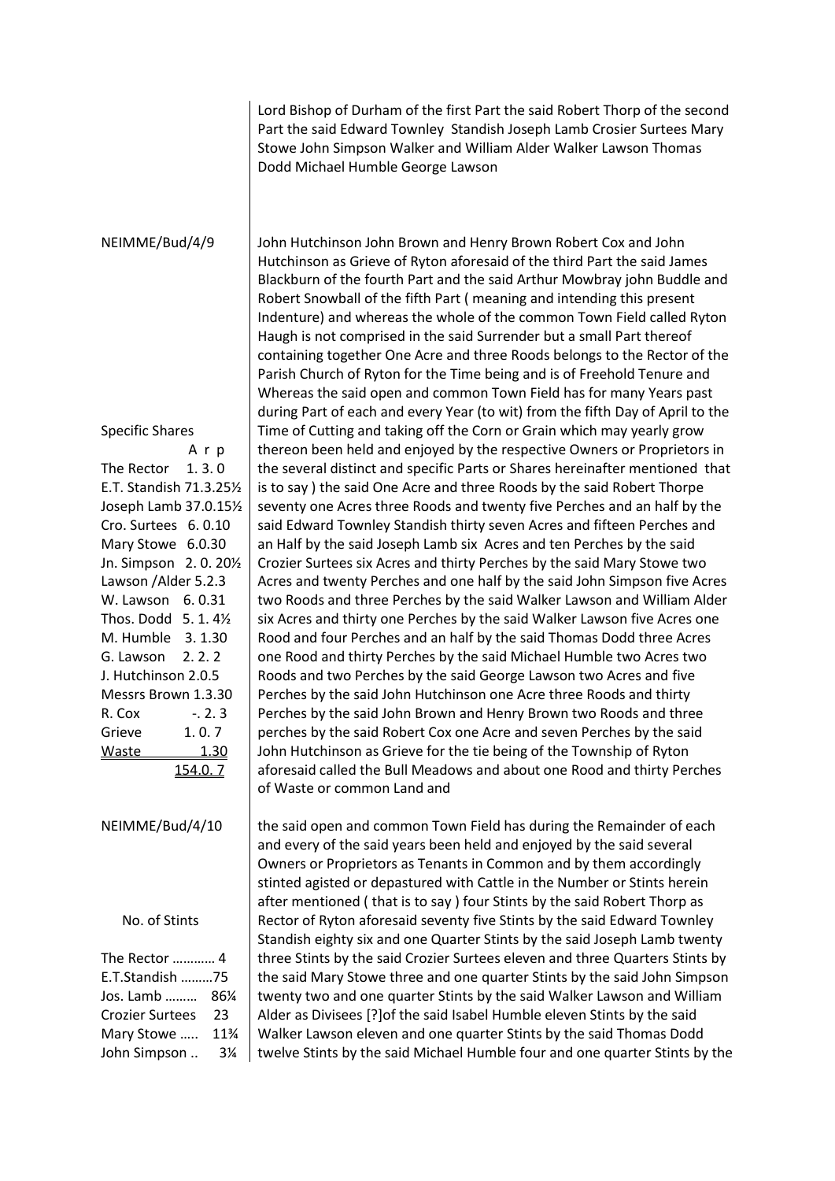Lord Bishop of Durham of the first Part the said Robert Thorp of the second Part the said Edward Townley Standish Joseph Lamb Crosier Surtees Mary Stowe John Simpson Walker and William Alder Walker Lawson Thomas Dodd Michael Humble George Lawson

NEIMME/Bud/4/9

John Hutchinson John Brown and Henry Brown Robert Cox and John Hutchinson as Grieve of Ryton aforesaid of the third Part the said James Blackburn of the fourth Part and the said Arthur Mowbray john Buddle and Robert Snowball of the fifth Part ( meaning and intending this present Indenture) and whereas the whole of the common Town Field called Ryton Haugh is not comprised in the said Surrender but a small Part thereof containing together One Acre and three Roods belongs to the Rector of the Parish Church of Ryton for the Time being and is of Freehold Tenure and Whereas the said open and common Town Field has for many Years past during Part of each and every Year (to wit) from the fifth Day of April to the Time of Cutting and taking off the Corn or Grain which may yearly grow thereon been held and enjoyed by the respective Owners or Proprietors in the several distinct and specific Parts or Shares hereinafter mentioned that is to say ) the said One Acre and three Roods by the said Robert Thorpe seventy one Acres three Roods and twenty five Perches and an half by the said Edward Townley Standish thirty seven Acres and fifteen Perches and an Half by the said Joseph Lamb six Acres and ten Perches by the said Crozier Surtees six Acres and thirty Perches by the said Mary Stowe two Acres and twenty Perches and one half by the said John Simpson five Acres two Roods and three Perches by the said Walker Lawson and William Alder six Acres and thirty one Perches by the said Walker Lawson five Acres one Rood and four Perches and an half by the said Thomas Dodd three Acres one Rood and thirty Perches by the said Michael Humble two Acres two Roods and two Perches by the said George Lawson two Acres and five Perches by the said John Hutchinson one Acre three Roods and thirty Perches by the said John Brown and Henry Brown two Roods and three perches by the said Robert Cox one Acre and seven Perches by the said John Hutchinson as Grieve for the tie being of the Township of Ryton aforesaid called the Bull Meadows and about one Rood and thirty Perches of Waste or common Land and

Specific Shares

| | A r p |
|---|---|
| The Rector | 1. 3. 0 |
| E.T. Standish | 71.3.25½ |
| Joseph Lamb | 37.0.15½ |
| Cro. Surtees | 6. 0.10 |
| Mary Stowe | 6.0.30 |
| Jn. Simpson | 2. 0. 20½ |
| Lawson /Alder | 5.2.3 |
| W. Lawson | 6. 0.31 |
| Thos. Dodd | 5. 1. 4½ |
| M. Humble | 3. 1.30 |
| G. Lawson | 2. 2. 2 |
| J. Hutchinson | 2.0.5 |
| Messrs Brown | 1.3.30 |
| R. Cox | -. 2. 3 |
| Grieve | 1. 0. 7 |
| Waste | 1.30 |
| | 154.0. 7 |

NEIMME/Bud/4/10

the said open and common Town Field has during the Remainder of each and every of the said years been held and enjoyed by the said several Owners or Proprietors as Tenants in Common and by them accordingly stinted agisted or depastured with Cattle in the Number or Stints herein after mentioned ( that is to say ) four Stints by the said Robert Thorp as Rector of Ryton aforesaid seventy five Stints by the said Edward Townley Standish eighty six and one Quarter Stints by the said Joseph Lamb twenty three Stints by the said Crozier Surtees eleven and three Quarters Stints by the said Mary Stowe three and one quarter Stints by the said John Simpson twenty two and one quarter Stints by the said Walker Lawson and William Alder as Divisees [?]of the said Isabel Humble eleven Stints by the said Walker Lawson eleven and one quarter Stints by the said Thomas Dodd twelve Stints by the said Michael Humble four and one quarter Stints by the

No. of Stints

| | |
|---|---|
| The Rector ………… | 4 |
| E.T.Standish ……… | 75 |
| Jos. Lamb ……… | 86¼ |
| Crozier Surtees | 23 |
| Mary Stowe ….. | 11¾ |
| John Simpson .. | 3¼ |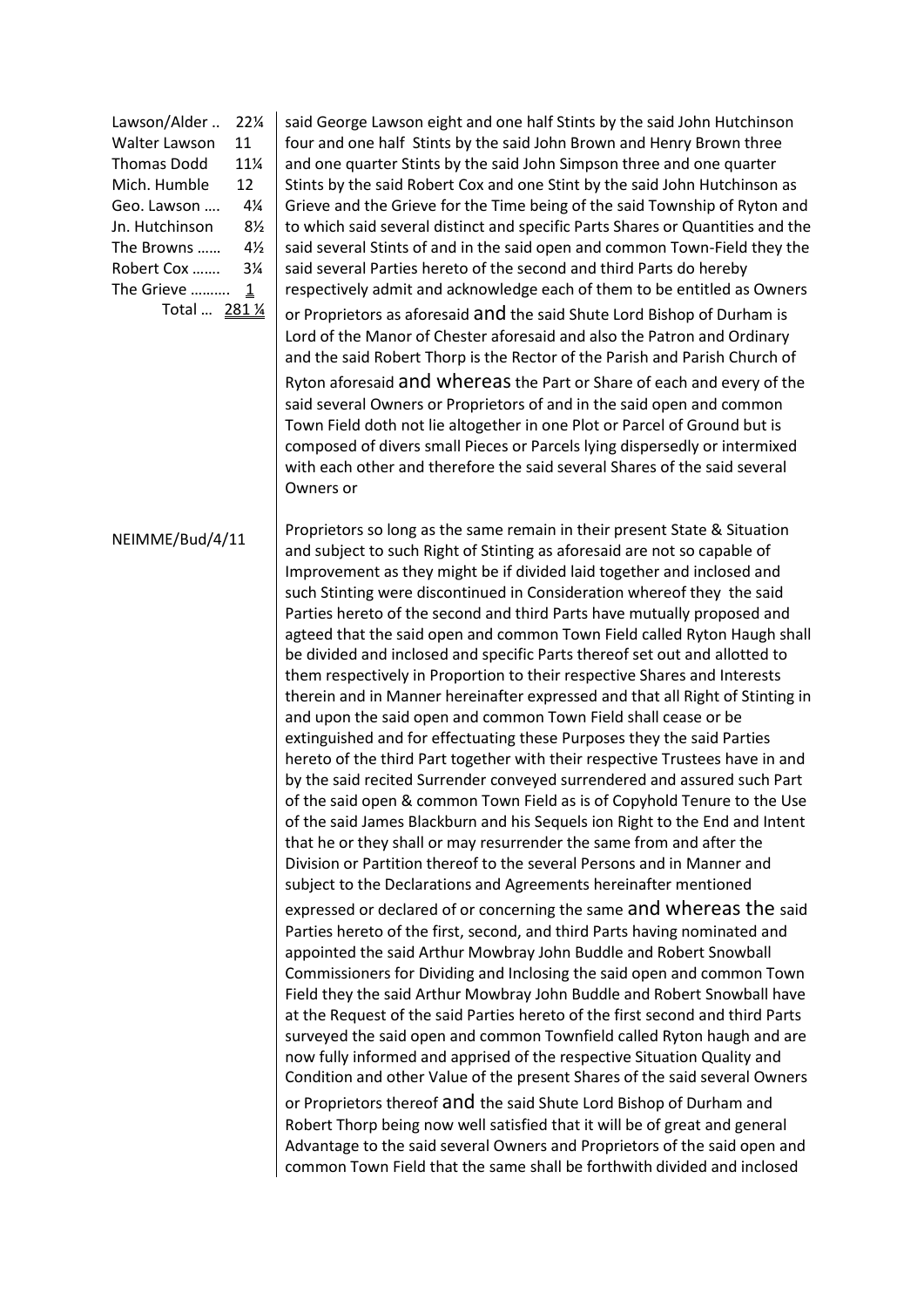| | |
|---|---|
| Lawson/Alder .. | 22¼ |
| Walter Lawson | 11 |
| Thomas Dodd | 11¼ |
| Mich. Humble | 12 |
| Geo. Lawson .... | 4¼ |
| Jn. Hutchinson | 8½ |
| The Browns ...... | 4½ |
| Robert Cox ....... | 3¼ |
| The Grieve .......... | 1 |
| Total ... | 281 ¼ |

said George Lawson eight and one half Stints by the said John Hutchinson four and one half Stints by the said John Brown and Henry Brown three and one quarter Stints by the said John Simpson three and one quarter Stints by the said Robert Cox and one Stint by the said John Hutchinson as Grieve and the Grieve for the Time being of the said Township of Ryton and to which said several distinct and specific Parts Shares or Quantities and the said several Stints of and in the said open and common Town-Field they the said several Parties hereto of the second and third Parts do hereby respectively admit and acknowledge each of them to be entitled as Owners or Proprietors as aforesaid and the said Shute Lord Bishop of Durham is Lord of the Manor of Chester aforesaid and also the Patron and Ordinary and the said Robert Thorp is the Rector of the Parish and Parish Church of Ryton aforesaid and whereas the Part or Share of each and every of the said several Owners or Proprietors of and in the said open and common Town Field doth not lie altogether in one Plot or Parcel of Ground but is composed of divers small Pieces or Parcels lying dispersedly or intermixed with each other and therefore the said several Shares of the said several Owners or

NEIMME/Bud/4/11

Proprietors so long as the same remain in their present State & Situation and subject to such Right of Stinting as aforesaid are not so capable of Improvement as they might be if divided laid together and inclosed and such Stinting were discontinued in Consideration whereof they the said Parties hereto of the second and third Parts have mutually proposed and agteed that the said open and common Town Field called Ryton Haugh shall be divided and inclosed and specific Parts thereof set out and allotted to them respectively in Proportion to their respective Shares and Interests therein and in Manner hereinafter expressed and that all Right of Stinting in and upon the said open and common Town Field shall cease or be extinguished and for effectuating these Purposes they the said Parties hereto of the third Part together with their respective Trustees have in and by the said recited Surrender conveyed surrendered and assured such Part of the said open & common Town Field as is of Copyhold Tenure to the Use of the said James Blackburn and his Sequels ion Right to the End and Intent that he or they shall or may resurrender the same from and after the Division or Partition thereof to the several Persons and in Manner and subject to the Declarations and Agreements hereinafter mentioned expressed or declared of or concerning the same and whereas the said Parties hereto of the first, second, and third Parts having nominated and appointed the said Arthur Mowbray John Buddle and Robert Snowball Commissioners for Dividing and Inclosing the said open and common Town Field they the said Arthur Mowbray John Buddle and Robert Snowball have at the Request of the said Parties hereto of the first second and third Parts surveyed the said open and common Townfield called Ryton haugh and are now fully informed and apprised of the respective Situation Quality and Condition and other Value of the present Shares of the said several Owners or Proprietors thereof and the said Shute Lord Bishop of Durham and Robert Thorp being now well satisfied that it will be of great and general Advantage to the said several Owners and Proprietors of the said open and common Town Field that the same shall be forthwith divided and inclosed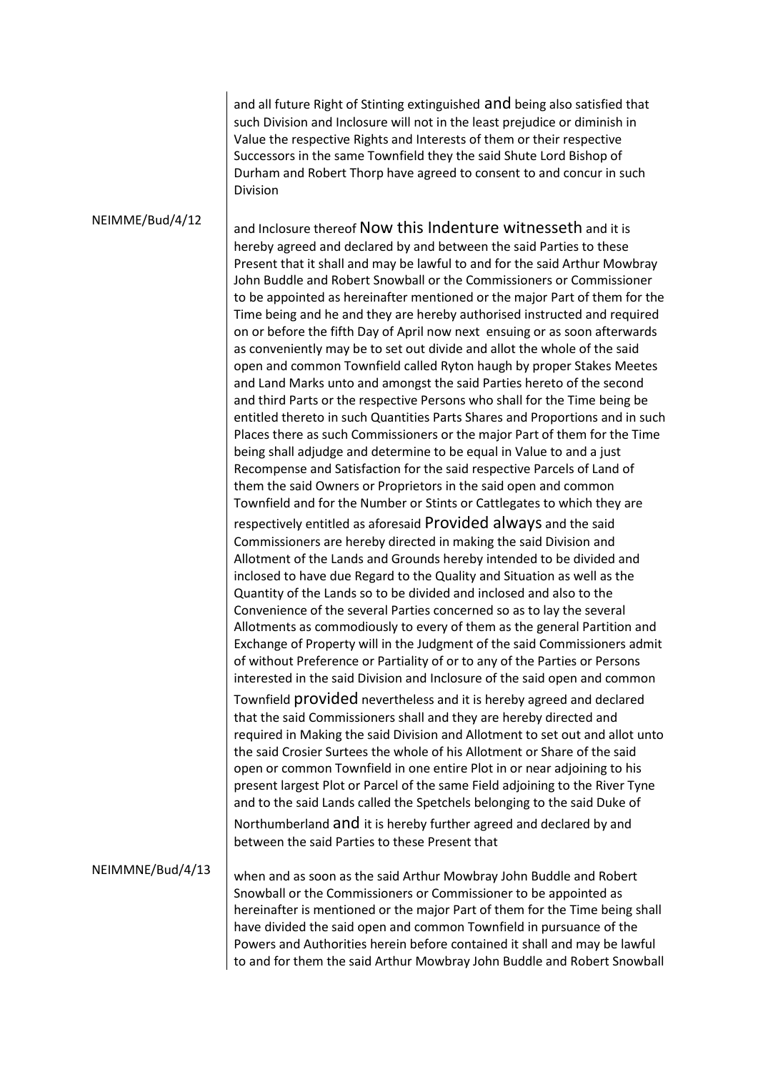and all future Right of Stinting extinguished and being also satisfied that such Division and Inclosure will not in the least prejudice or diminish in Value the respective Rights and Interests of them or their respective Successors in the same Townfield they the said Shute Lord Bishop of Durham and Robert Thorp have agreed to consent to and concur in such Division

NEIMME/Bud/4/12

and Inclosure thereof Now this Indenture witnesseth and it is hereby agreed and declared by and between the said Parties to these Present that it shall and may be lawful to and for the said Arthur Mowbray John Buddle and Robert Snowball or the Commissioners or Commissioner to be appointed as hereinafter mentioned or the major Part of them for the Time being and he and they are hereby authorised instructed and required on or before the fifth Day of April now next ensuing or as soon afterwards as conveniently may be to set out divide and allot the whole of the said open and common Townfield called Ryton haugh by proper Stakes Meetes and Land Marks unto and amongst the said Parties hereto of the second and third Parts or the respective Persons who shall for the Time being be entitled thereto in such Quantities Parts Shares and Proportions and in such Places there as such Commissioners or the major Part of them for the Time being shall adjudge and determine to be equal in Value to and a just Recompense and Satisfaction for the said respective Parcels of Land of them the said Owners or Proprietors in the said open and common Townfield and for the Number or Stints or Cattlegates to which they are respectively entitled as aforesaid Provided always and the said Commissioners are hereby directed in making the said Division and Allotment of the Lands and Grounds hereby intended to be divided and inclosed to have due Regard to the Quality and Situation as well as the Quantity of the Lands so to be divided and inclosed and also to the Convenience of the several Parties concerned so as to lay the several Allotments as commodiously to every of them as the general Partition and Exchange of Property will in the Judgment of the said Commissioners admit of without Preference or Partiality of or to any of the Parties or Persons interested in the said Division and Inclosure of the said open and common Townfield provided nevertheless and it is hereby agreed and declared that the said Commissioners shall and they are hereby directed and required in Making the said Division and Allotment to set out and allot unto the said Crosier Surtees the whole of his Allotment or Share of the said open or common Townfield in one entire Plot in or near adjoining to his present largest Plot or Parcel of the same Field adjoining to the River Tyne and to the said Lands called the Spetchels belonging to the said Duke of Northumberland and it is hereby further agreed and declared by and between the said Parties to these Present that

NEIMMNE/Bud/4/13

when and as soon as the said Arthur Mowbray John Buddle and Robert Snowball or the Commissioners or Commissioner to be appointed as hereinafter is mentioned or the major Part of them for the Time being shall have divided the said open and common Townfield in pursuance of the Powers and Authorities herein before contained it shall and may be lawful to and for them the said Arthur Mowbray John Buddle and Robert Snowball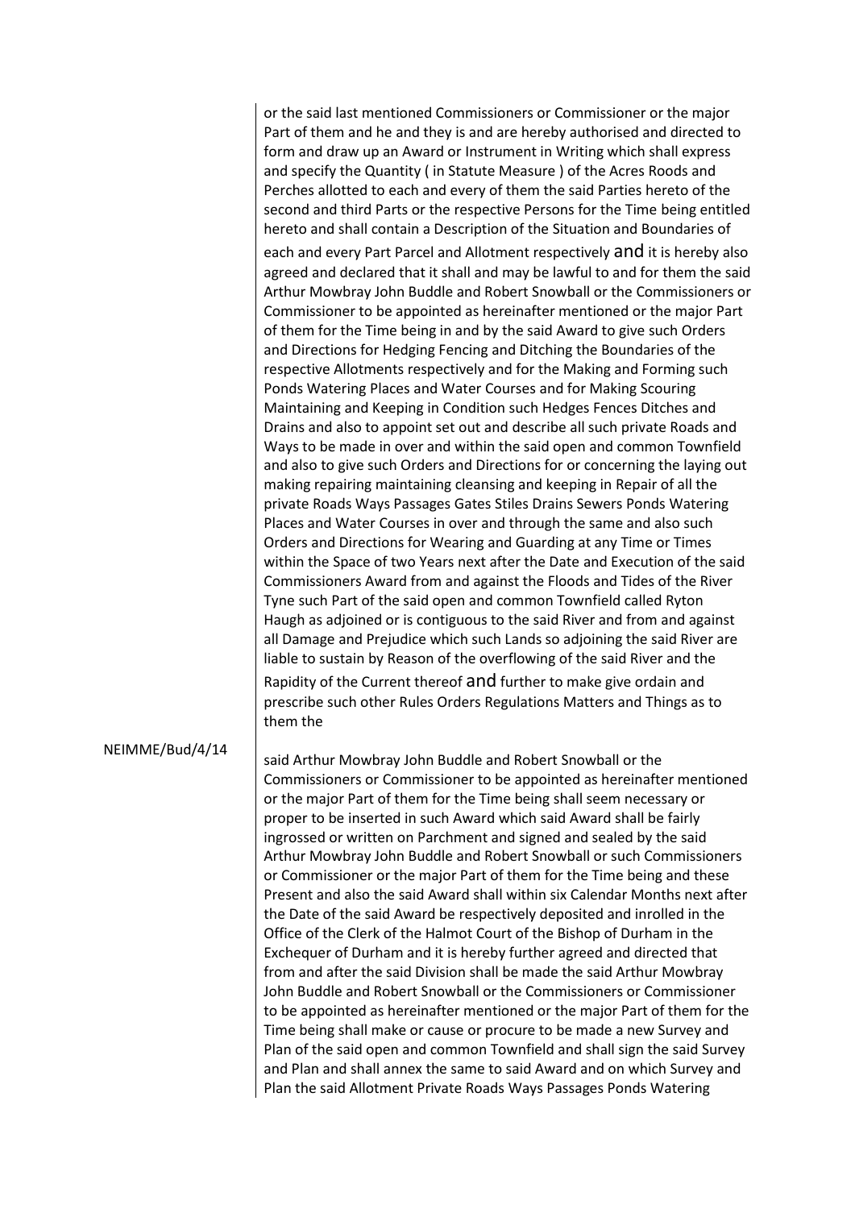or the said last mentioned Commissioners or Commissioner or the major Part of them and he and they is and are hereby authorised and directed to form and draw up an Award or Instrument in Writing which shall express and specify the Quantity ( in Statute Measure ) of the Acres Roods and Perches allotted to each and every of them the said Parties hereto of the second and third Parts or the respective Persons for the Time being entitled hereto and shall contain a Description of the Situation and Boundaries of each and every Part Parcel and Allotment respectively and it is hereby also agreed and declared that it shall and may be lawful to and for them the said Arthur Mowbray John Buddle and Robert Snowball or the Commissioners or Commissioner to be appointed as hereinafter mentioned or the major Part of them for the Time being in and by the said Award to give such Orders and Directions for Hedging Fencing and Ditching the Boundaries of the respective Allotments respectively and for the Making and Forming such Ponds Watering Places and Water Courses and for Making Scouring Maintaining and Keeping in Condition such Hedges Fences Ditches and Drains and also to appoint set out and describe all such private Roads and Ways to be made in over and within the said open and common Townfield and also to give such Orders and Directions for or concerning the laying out making repairing maintaining cleansing and keeping in Repair of all the private Roads Ways Passages Gates Stiles Drains Sewers Ponds Watering Places and Water Courses in over and through the same and also such Orders and Directions for Wearing and Guarding at any Time or Times within the Space of two Years next after the Date and Execution of the said Commissioners Award from and against the Floods and Tides of the River Tyne such Part of the said open and common Townfield called Ryton Haugh as adjoined or is contiguous to the said River and from and against all Damage and Prejudice which such Lands so adjoining the said River are liable to sustain by Reason of the overflowing of the said River and the Rapidity of the Current thereof and further to make give ordain and prescribe such other Rules Orders Regulations Matters and Things as to them the

NEIMME/Bud/4/14

said Arthur Mowbray John Buddle and Robert Snowball or the Commissioners or Commissioner to be appointed as hereinafter mentioned or the major Part of them for the Time being shall seem necessary or proper to be inserted in such Award which said Award shall be fairly ingrossed or written on Parchment and signed and sealed by the said Arthur Mowbray John Buddle and Robert Snowball or such Commissioners or Commissioner or the major Part of them for the Time being and these Present and also the said Award shall within six Calendar Months next after the Date of the said Award be respectively deposited and inrolled in the Office of the Clerk of the Halmot Court of the Bishop of Durham in the Exchequer of Durham and it is hereby further agreed and directed that from and after the said Division shall be made the said Arthur Mowbray John Buddle and Robert Snowball or the Commissioners or Commissioner to be appointed as hereinafter mentioned or the major Part of them for the Time being shall make or cause or procure to be made a new Survey and Plan of the said open and common Townfield and shall sign the said Survey and Plan and shall annex the same to said Award and on which Survey and Plan the said Allotment Private Roads Ways Passages Ponds Watering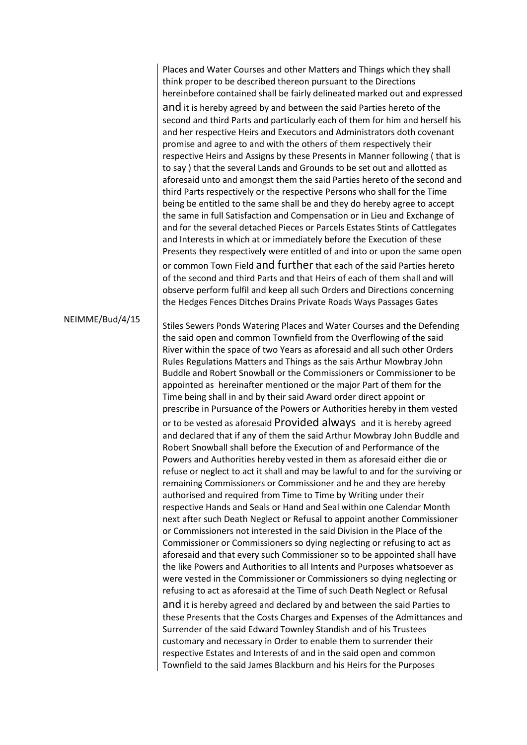Places and Water Courses and other Matters and Things which they shall think proper to be described thereon pursuant to the Directions hereinbefore contained shall be fairly delineated marked out and expressed and it is hereby agreed by and between the said Parties hereto of the second and third Parts and particularly each of them for him and herself his and her respective Heirs and Executors and Administrators doth covenant promise and agree to and with the others of them respectively their respective Heirs and Assigns by these Presents in Manner following ( that is to say ) that the several Lands and Grounds to be set out and allotted as aforesaid unto and amongst them the said Parties hereto of the second and third Parts respectively or the respective Persons who shall for the Time being be entitled to the same shall be and they do hereby agree to accept the same in full Satisfaction and Compensation or in Lieu and Exchange of and for the several detached Pieces or Parcels Estates Stints of Cattlegates and Interests in which at or immediately before the Execution of these Presents they respectively were entitled of and into or upon the same open or common Town Field and further that each of the said Parties hereto of the second and third Parts and that Heirs of each of them shall and will observe perform fulfil and keep all such Orders and Directions concerning the Hedges Fences Ditches Drains Private Roads Ways Passages Gates

NEIMME/Bud/4/15

Stiles Sewers Ponds Watering Places and Water Courses and the Defending the said open and common Townfield from the Overflowing of the said River within the space of two Years as aforesaid and all such other Orders Rules Regulations Matters and Things as the sais Arthur Mowbray John Buddle and Robert Snowball or the Commissioners or Commissioner to be appointed as hereinafter mentioned or the major Part of them for the Time being shall in and by their said Award order direct appoint or prescribe in Pursuance of the Powers or Authorities hereby in them vested or to be vested as aforesaid Provided always and it is hereby agreed and declared that if any of them the said Arthur Mowbray John Buddle and Robert Snowball shall before the Execution of and Performance of the Powers and Authorities hereby vested in them as aforesaid either die or refuse or neglect to act it shall and may be lawful to and for the surviving or remaining Commissioners or Commissioner and he and they are hereby authorised and required from Time to Time by Writing under their respective Hands and Seals or Hand and Seal within one Calendar Month next after such Death Neglect or Refusal to appoint another Commissioner or Commissioners not interested in the said Division in the Place of the Commissioner or Commissioners so dying neglecting or refusing to act as aforesaid and that every such Commissioner so to be appointed shall have the like Powers and Authorities to all Intents and Purposes whatsoever as were vested in the Commissioner or Commissioners so dying neglecting or refusing to act as aforesaid at the Time of such Death Neglect or Refusal and it is hereby agreed and declared by and between the said Parties to these Presents that the Costs Charges and Expenses of the Admittances and Surrender of the said Edward Townley Standish and of his Trustees customary and necessary in Order to enable them to surrender their respective Estates and Interests of and in the said open and common Townfield to the said James Blackburn and his Heirs for the Purposes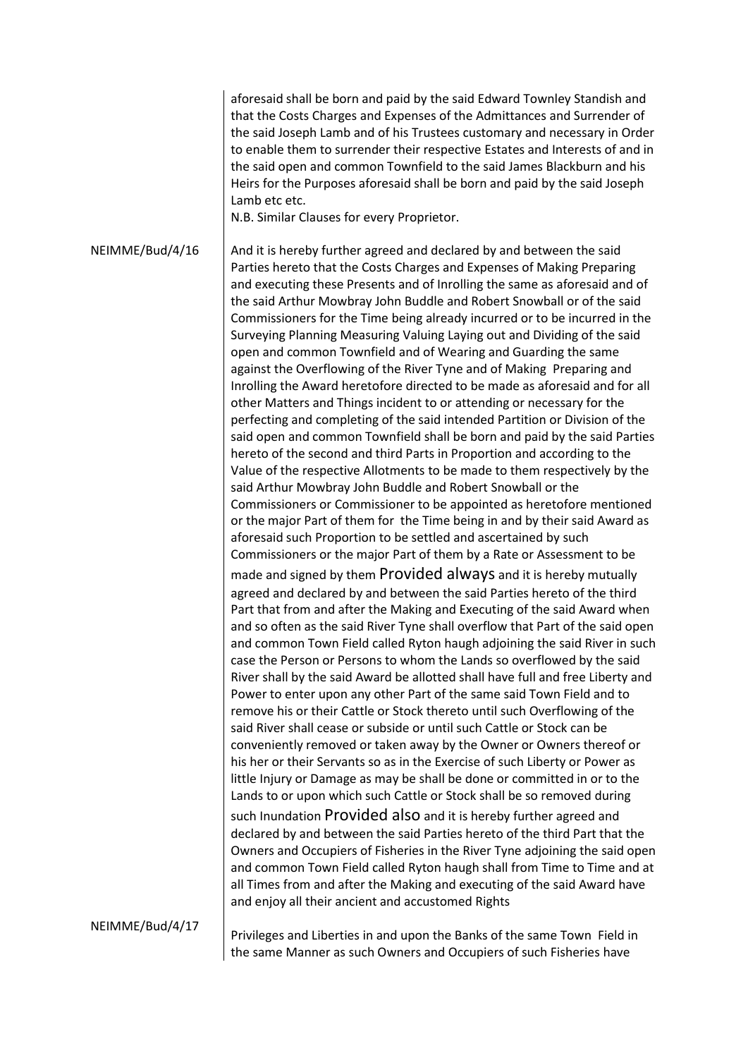aforesaid shall be born and paid by the said Edward Townley Standish and that the Costs Charges and Expenses of the Admittances and Surrender of the said Joseph Lamb and of his Trustees customary and necessary in Order to enable them to surrender their respective Estates and Interests of and in the said open and common Townfield to the said James Blackburn and his Heirs for the Purposes aforesaid shall be born and paid by the said Joseph Lamb etc etc.
N.B. Similar Clauses for every Proprietor.

NEIMME/Bud/4/16

And it is hereby further agreed and declared by and between the said Parties hereto that the Costs Charges and Expenses of Making Preparing and executing these Presents and of Inrolling the same as aforesaid and of the said Arthur Mowbray John Buddle and Robert Snowball or of the said Commissioners for the Time being already incurred or to be incurred in the Surveying Planning Measuring Valuing Laying out and Dividing of the said open and common Townfield and of Wearing and Guarding the same against the Overflowing of the River Tyne and of Making Preparing and Inrolling the Award heretofore directed to be made as aforesaid and for all other Matters and Things incident to or attending or necessary for the perfecting and completing of the said intended Partition or Division of the said open and common Townfield shall be born and paid by the said Parties hereto of the second and third Parts in Proportion and according to the Value of the respective Allotments to be made to them respectively by the said Arthur Mowbray John Buddle and Robert Snowball or the Commissioners or Commissioner to be appointed as heretofore mentioned or the major Part of them for the Time being in and by their said Award as aforesaid such Proportion to be settled and ascertained by such Commissioners or the major Part of them by a Rate or Assessment to be made and signed by them Provided always and it is hereby mutually agreed and declared by and between the said Parties hereto of the third Part that from and after the Making and Executing of the said Award when and so often as the said River Tyne shall overflow that Part of the said open and common Town Field called Ryton haugh adjoining the said River in such case the Person or Persons to whom the Lands so overflowed by the said River shall by the said Award be allotted shall have full and free Liberty and Power to enter upon any other Part of the same said Town Field and to remove his or their Cattle or Stock thereto until such Overflowing of the said River shall cease or subside or until such Cattle or Stock can be conveniently removed or taken away by the Owner or Owners thereof or his her or their Servants so as in the Exercise of such Liberty or Power as little Injury or Damage as may be shall be done or committed in or to the Lands to or upon which such Cattle or Stock shall be so removed during such Inundation Provided also and it is hereby further agreed and declared by and between the said Parties hereto of the third Part that the Owners and Occupiers of Fisheries in the River Tyne adjoining the said open and common Town Field called Ryton haugh shall from Time to Time and at all Times from and after the Making and executing of the said Award have and enjoy all their ancient and accustomed Rights

NEIMME/Bud/4/17

Privileges and Liberties in and upon the Banks of the same Town Field in the same Manner as such Owners and Occupiers of such Fisheries have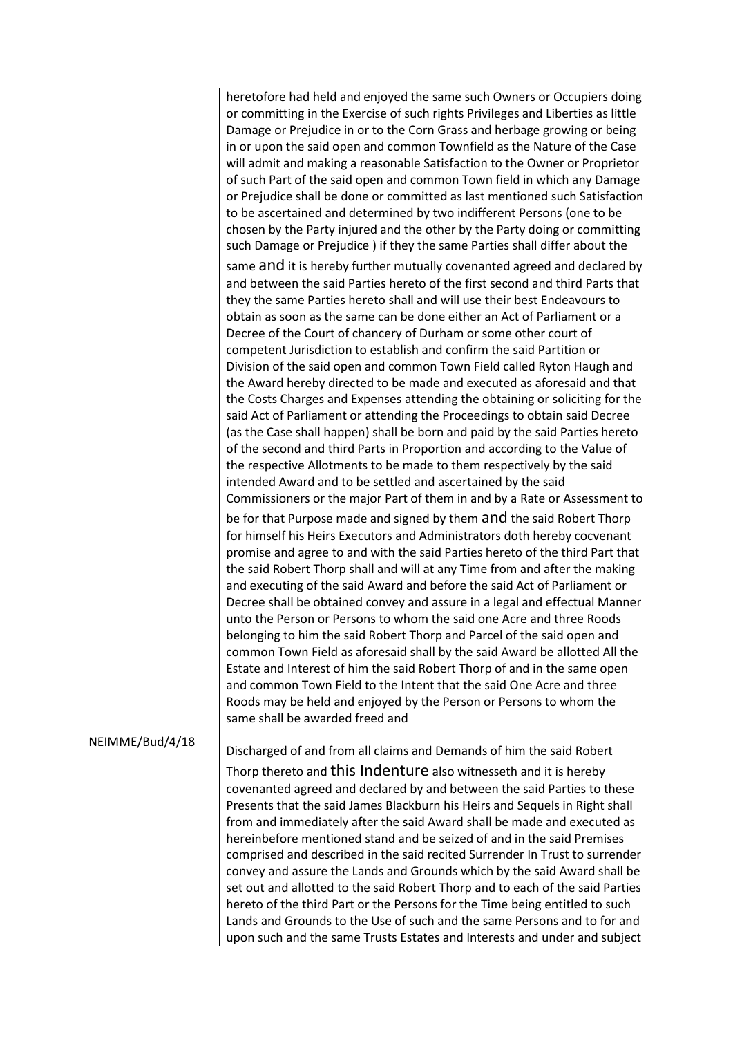heretofore had held and enjoyed the same such Owners or Occupiers doing or committing in the Exercise of such rights Privileges and Liberties as little Damage or Prejudice in or to the Corn Grass and herbage growing or being in or upon the said open and common Townfield as the Nature of the Case will admit and making a reasonable Satisfaction to the Owner or Proprietor of such Part of the said open and common Town field in which any Damage or Prejudice shall be done or committed as last mentioned such Satisfaction to be ascertained and determined by two indifferent Persons (one to be chosen by the Party injured and the other by the Party doing or committing such Damage or Prejudice ) if they the same Parties shall differ about the same and it is hereby further mutually covenanted agreed and declared by and between the said Parties hereto of the first second and third Parts that they the same Parties hereto shall and will use their best Endeavours to obtain as soon as the same can be done either an Act of Parliament or a Decree of the Court of chancery of Durham or some other court of competent Jurisdiction to establish and confirm the said Partition or Division of the said open and common Town Field called Ryton Haugh and the Award hereby directed to be made and executed as aforesaid and that the Costs Charges and Expenses attending the obtaining or soliciting for the said Act of Parliament or attending the Proceedings to obtain said Decree (as the Case shall happen) shall be born and paid by the said Parties hereto of the second and third Parts in Proportion and according to the Value of the respective Allotments to be made to them respectively by the said intended Award and to be settled and ascertained by the said Commissioners or the major Part of them in and by a Rate or Assessment to be for that Purpose made and signed by them and the said Robert Thorp for himself his Heirs Executors and Administrators doth hereby cocvenant promise and agree to and with the said Parties hereto of the third Part that the said Robert Thorp shall and will at any Time from and after the making and executing of the said Award and before the said Act of Parliament or Decree shall be obtained convey and assure in a legal and effectual Manner unto the Person or Persons to whom the said one Acre and three Roods belonging to him the said Robert Thorp and Parcel of the said open and common Town Field as aforesaid shall by the said Award be allotted All the Estate and Interest of him the said Robert Thorp of and in the same open and common Town Field to the Intent that the said One Acre and three Roods may be held and enjoyed by the Person or Persons to whom the same shall be awarded freed and

NEIMME/Bud/4/18

Discharged of and from all claims and Demands of him the said Robert Thorp thereto and this Indenture also witnesseth and it is hereby covenanted agreed and declared by and between the said Parties to these Presents that the said James Blackburn his Heirs and Sequels in Right shall from and immediately after the said Award shall be made and executed as hereinbefore mentioned stand and be seized of and in the said Premises comprised and described in the said recited Surrender In Trust to surrender convey and assure the Lands and Grounds which by the said Award shall be set out and allotted to the said Robert Thorp and to each of the said Parties hereto of the third Part or the Persons for the Time being entitled to such Lands and Grounds to the Use of such and the same Persons and to for and upon such and the same Trusts Estates and Interests and under and subject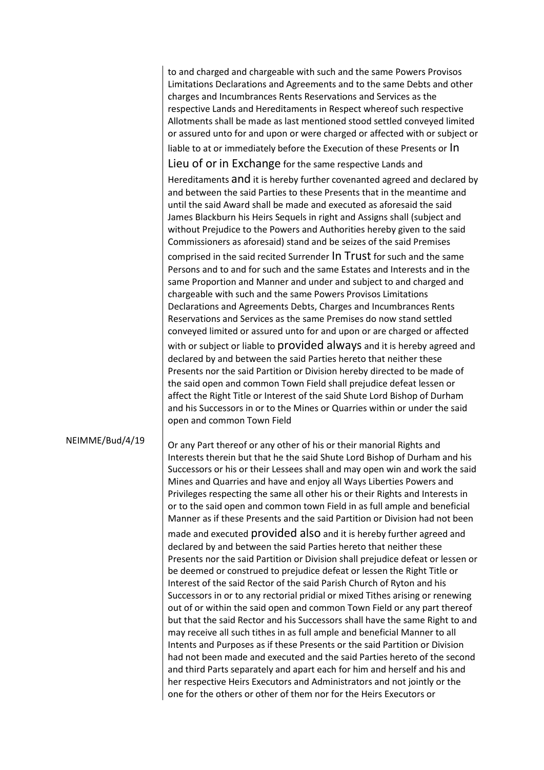to and charged and chargeable with such and the same Powers Provisos Limitations Declarations and Agreements and to the same Debts and other charges and Incumbrances Rents Reservations and Services as the respective Lands and Hereditaments in Respect whereof such respective Allotments shall be made as last mentioned stood settled conveyed limited or assured unto for and upon or were charged or affected with or subject or liable to at or immediately before the Execution of these Presents or In Lieu of or in Exchange for the same respective Lands and Hereditaments and it is hereby further covenanted agreed and declared by and between the said Parties to these Presents that in the meantime and until the said Award shall be made and executed as aforesaid the said James Blackburn his Heirs Sequels in right and Assigns shall (subject and without Prejudice to the Powers and Authorities hereby given to the said Commissioners as aforesaid) stand and be seizes of the said Premises comprised in the said recited Surrender In Trust for such and the same Persons and to and for such and the same Estates and Interests and in the same Proportion and Manner and under and subject to and charged and chargeable with such and the same Powers Provisos Limitations Declarations and Agreements Debts, Charges and Incumbrances Rents Reservations and Services as the same Premises do now stand settled conveyed limited or assured unto for and upon or are charged or affected with or subject or liable to provided always and it is hereby agreed and declared by and between the said Parties hereto that neither these Presents nor the said Partition or Division hereby directed to be made of the said open and common Town Field shall prejudice defeat lessen or affect the Right Title or Interest of the said Shute Lord Bishop of Durham and his Successors in or to the Mines or Quarries within or under the said open and common Town Field

NEIMME/Bud/4/19

Or any Part thereof or any other of his or their manorial Rights and Interests therein but that he the said Shute Lord Bishop of Durham and his Successors or his or their Lessees shall and may open win and work the said Mines and Quarries and have and enjoy all Ways Liberties Powers and Privileges respecting the same all other his or their Rights and Interests in or to the said open and common town Field in as full ample and beneficial Manner as if these Presents and the said Partition or Division had not been made and executed provided also and it is hereby further agreed and declared by and between the said Parties hereto that neither these Presents nor the said Partition or Division shall prejudice defeat or lessen or be deemed or construed to prejudice defeat or lessen the Right Title or Interest of the said Rector of the said Parish Church of Ryton and his Successors in or to any rectorial pridial or mixed Tithes arising or renewing out of or within the said open and common Town Field or any part thereof but that the said Rector and his Successors shall have the same Right to and may receive all such tithes in as full ample and beneficial Manner to all Intents and Purposes as if these Presents or the said Partition or Division had not been made and executed and the said Parties hereto of the second and third Parts separately and apart each for him and herself and his and her respective Heirs Executors and Administrators and not jointly or the one for the others or other of them nor for the Heirs Executors or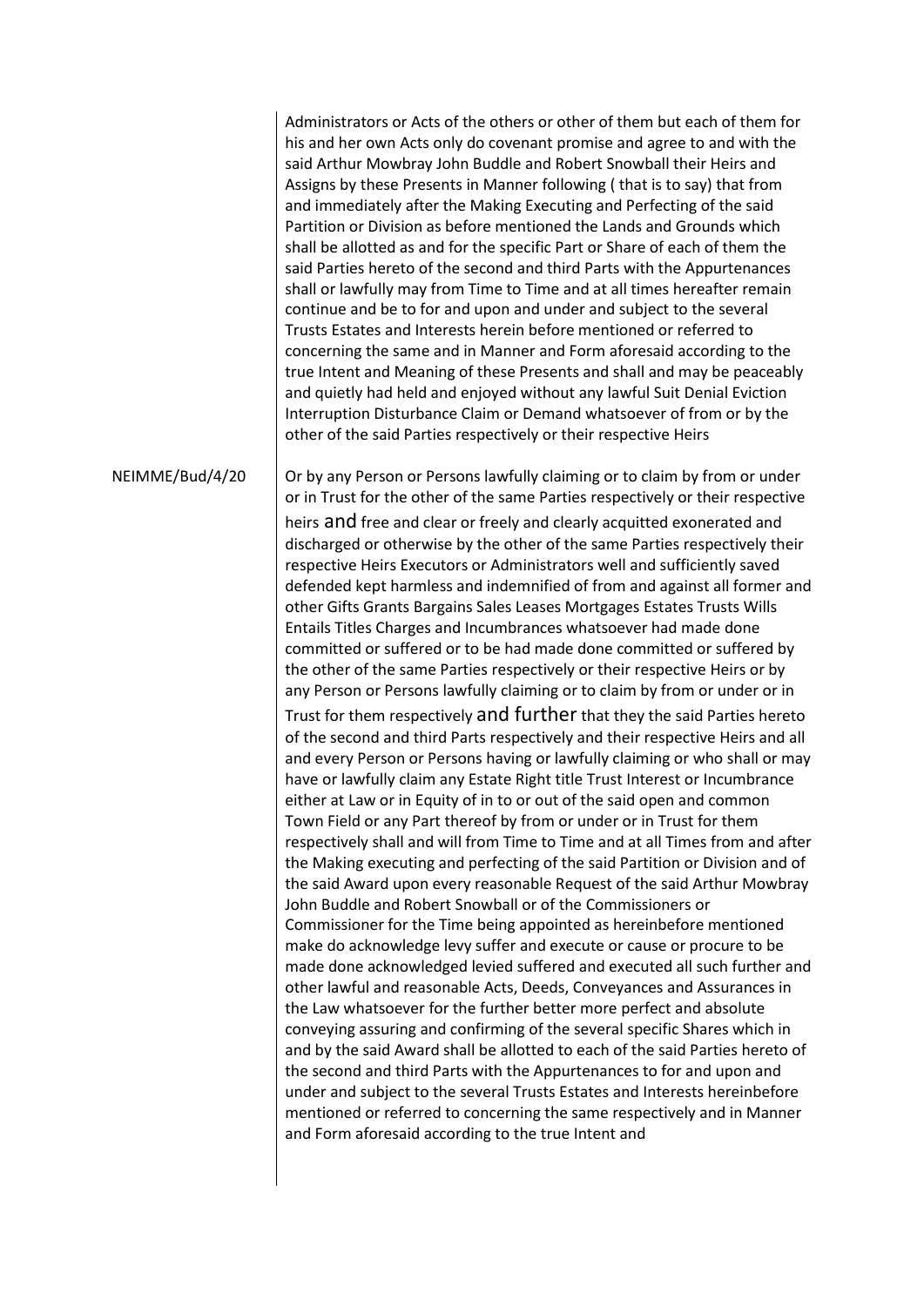Administrators or Acts of the others or other of them but each of them for his and her own Acts only do covenant promise and agree to and with the said Arthur Mowbray John Buddle and Robert Snowball their Heirs and Assigns by these Presents in Manner following ( that is to say) that from and immediately after the Making Executing and Perfecting of the said Partition or Division as before mentioned the Lands and Grounds which shall be allotted as and for the specific Part or Share of each of them the said Parties hereto of the second and third Parts with the Appurtenances shall or lawfully may from Time to Time and at all times hereafter remain continue and be to for and upon and under and subject to the several Trusts Estates and Interests herein before mentioned or referred to concerning the same and in Manner and Form aforesaid according to the true Intent and Meaning of these Presents and shall and may be peaceably and quietly had held and enjoyed without any lawful Suit Denial Eviction Interruption Disturbance Claim or Demand whatsoever of from or by the other of the said Parties respectively or their respective Heirs

NEIMME/Bud/4/20

Or by any Person or Persons lawfully claiming or to claim by from or under or in Trust for the other of the same Parties respectively or their respective heirs and free and clear or freely and clearly acquitted exonerated and discharged or otherwise by the other of the same Parties respectively their respective Heirs Executors or Administrators well and sufficiently saved defended kept harmless and indemnified of from and against all former and other Gifts Grants Bargains Sales Leases Mortgages Estates Trusts Wills Entails Titles Charges and Incumbrances whatsoever had made done committed or suffered or to be had made done committed or suffered by the other of the same Parties respectively or their respective Heirs or by any Person or Persons lawfully claiming or to claim by from or under or in Trust for them respectively and further that they the said Parties hereto of the second and third Parts respectively and their respective Heirs and all and every Person or Persons having or lawfully claiming or who shall or may have or lawfully claim any Estate Right title Trust Interest or Incumbrance either at Law or in Equity of in to or out of the said open and common Town Field or any Part thereof by from or under or in Trust for them respectively shall and will from Time to Time and at all Times from and after the Making executing and perfecting of the said Partition or Division and of the said Award upon every reasonable Request of the said Arthur Mowbray John Buddle and Robert Snowball or of the Commissioners or Commissioner for the Time being appointed as hereinbefore mentioned make do acknowledge levy suffer and execute or cause or procure to be made done acknowledged levied suffered and executed all such further and other lawful and reasonable Acts, Deeds, Conveyances and Assurances in the Law whatsoever for the further better more perfect and absolute conveying assuring and confirming of the several specific Shares which in and by the said Award shall be allotted to each of the said Parties hereto of the second and third Parts with the Appurtenances to for and upon and under and subject to the several Trusts Estates and Interests hereinbefore mentioned or referred to concerning the same respectively and in Manner and Form aforesaid according to the true Intent and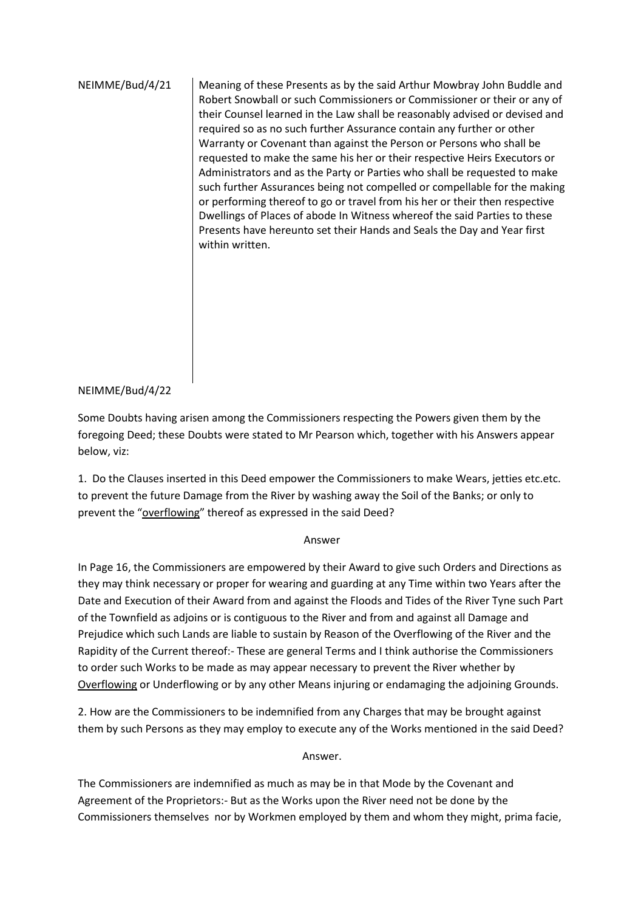| | |
|---|---|
| NEIMME/Bud/4/21 | Meaning of these Presents as by the said Arthur Mowbray John Buddle and Robert Snowball or such Commissioners or Commissioner or their or any of their Counsel learned in the Law shall be reasonably advised or devised and required so as no such further Assurance contain any further or other Warranty or Covenant than against the Person or Persons who shall be requested to make the same his her or their respective Heirs Executors or Administrators and as the Party or Parties who shall be requested to make such further Assurances being not compelled or compellable for the making or performing thereof to go or travel from his her or their then respective Dwellings of Places of abode In Witness whereof the said Parties to these Presents have hereunto set their Hands and Seals the Day and Year first within written. |

NEIMME/Bud/4/22

Some Doubts having arisen among the Commissioners respecting the Powers given them by the foregoing Deed; these Doubts were stated to Mr Pearson which, together with his Answers appear below, viz:

1. Do the Clauses inserted in this Deed empower the Commissioners to make Wears, jetties etc.etc. to prevent the future Damage from the River by washing away the Soil of the Banks; or only to prevent the "<u>overflowing</u>" thereof as expressed in the said Deed?

Answer

In Page 16, the Commissioners are empowered by their Award to give such Orders and Directions as they may think necessary or proper for wearing and guarding at any Time within two Years after the Date and Execution of their Award from and against the Floods and Tides of the River Tyne such Part of the Townfield as adjoins or is contiguous to the River and from and against all Damage and Prejudice which such Lands are liable to sustain by Reason of the Overflowing of the River and the Rapidity of the Current thereof:- These are general Terms and I think authorise the Commissioners to order such Works to be made as may appear necessary to prevent the River whether by <u>Overflowing</u> or Underflowing or by any other Means injuring or endamaging the adjoining Grounds.

2. How are the Commissioners to be indemnified from any Charges that may be brought against them by such Persons as they may employ to execute any of the Works mentioned in the said Deed?

Answer.

The Commissioners are indemnified as much as may be in that Mode by the Covenant and Agreement of the Proprietors:- But as the Works upon the River need not be done by the Commissioners themselves nor by Workmen employed by them and whom they might, prima facie,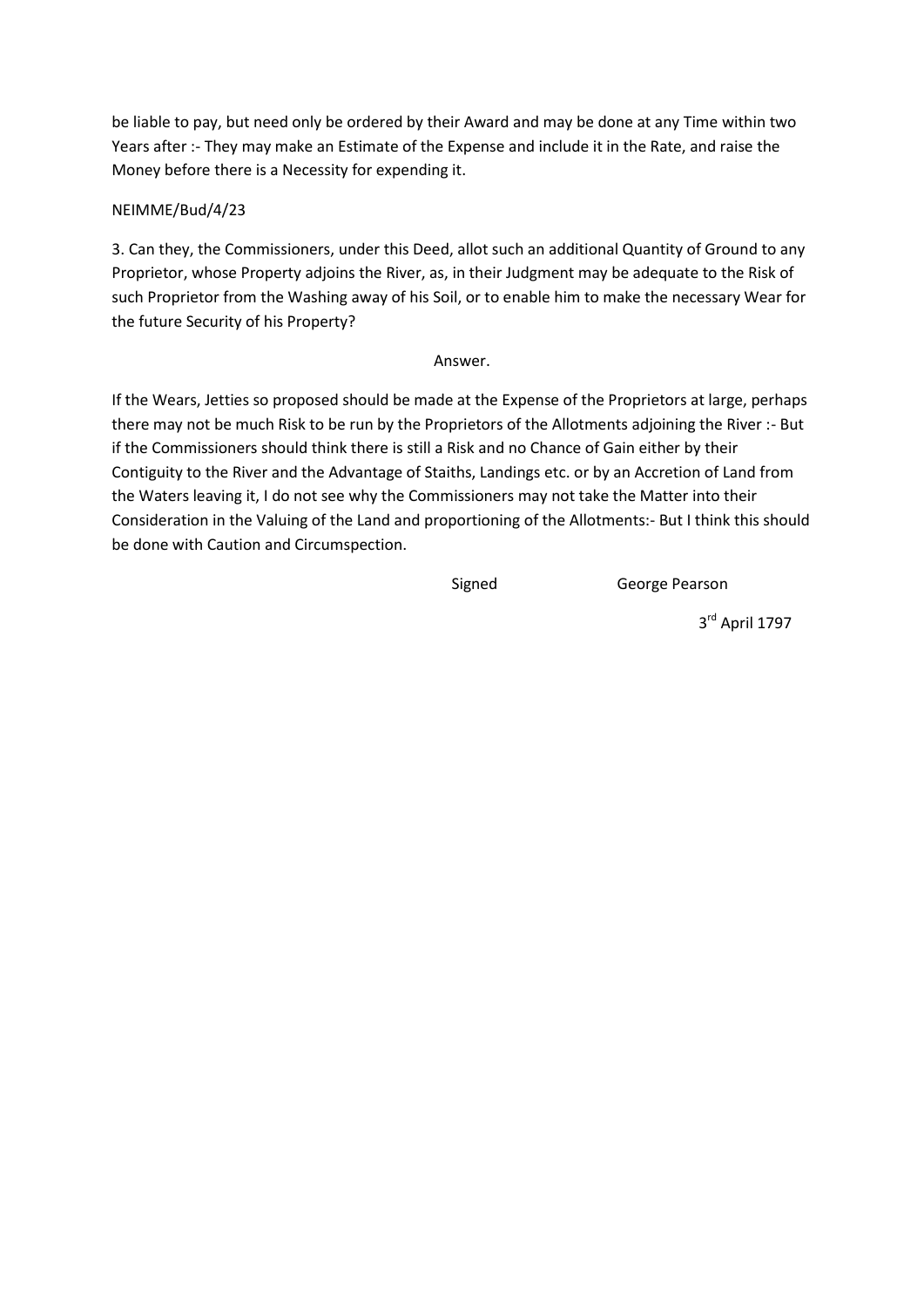be liable to pay, but need only be ordered by their Award and may be done at any Time within two Years after :- They may make an Estimate of the Expense and include it in the Rate, and raise the Money before there is a Necessity for expending it.

NEIMME/Bud/4/23

3. Can they, the Commissioners, under this Deed, allot such an additional Quantity of Ground to any Proprietor, whose Property adjoins the River, as, in their Judgment may be adequate to the Risk of such Proprietor from the Washing away of his Soil, or to enable him to make the necessary Wear for the future Security of his Property?

Answer.

If the Wears, Jetties so proposed should be made at the Expense of the Proprietors at large, perhaps there may not be much Risk to be run by the Proprietors of the Allotments adjoining the River :- But if the Commissioners should think there is still a Risk and no Chance of Gain either by their Contiguity to the River and the Advantage of Staiths, Landings etc. or by an Accretion of Land from the Waters leaving it, I do not see why the Commissioners may not take the Matter into their Consideration in the Valuing of the Land and proportioning of the Allotments:- But I think this should be done with Caution and Circumspection.

Signed George Pearson

3rd April 1797